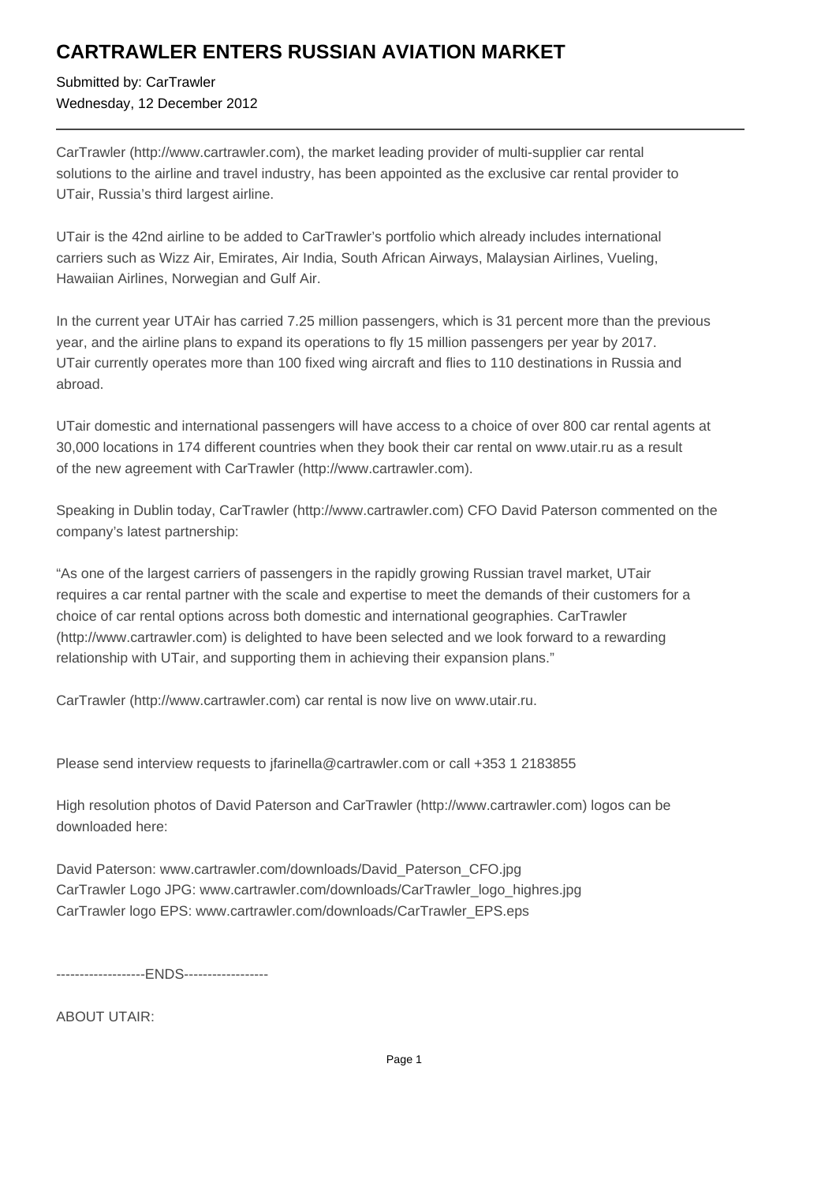# CARTRAWLER ENTERS RUSSIAN AVIATION MARKET

Submitted by: CarTrawler
Wednesday, 12 December 2012

---

CarTrawler (http://www.cartrawler.com), the market leading provider of multi-supplier car rental solutions to the airline and travel industry, has been appointed as the exclusive car rental provider to UTair, Russia's third largest airline.

UTair is the 42nd airline to be added to CarTrawler's portfolio which already includes international carriers such as Wizz Air, Emirates, Air India, South African Airways, Malaysian Airlines, Vueling, Hawaiian Airlines, Norwegian and Gulf Air.

In the current year UTAir has carried 7.25 million passengers, which is 31 percent more than the previous year, and the airline plans to expand its operations to fly 15 million passengers per year by 2017. UTair currently operates more than 100 fixed wing aircraft and flies to 110 destinations in Russia and abroad.

UTair domestic and international passengers will have access to a choice of over 800 car rental agents at 30,000 locations in 174 different countries when they book their car rental on www.utair.ru as a result of the new agreement with CarTrawler (http://www.cartrawler.com).

Speaking in Dublin today, CarTrawler (http://www.cartrawler.com) CFO David Paterson commented on the company's latest partnership:

"As one of the largest carriers of passengers in the rapidly growing Russian travel market, UTair requires a car rental partner with the scale and expertise to meet the demands of their customers for a choice of car rental options across both domestic and international geographies. CarTrawler (http://www.cartrawler.com) is delighted to have been selected and we look forward to a rewarding relationship with UTair, and supporting them in achieving their expansion plans."

CarTrawler (http://www.cartrawler.com) car rental is now live on www.utair.ru.

Please send interview requests to jfarinella@cartrawler.com or call +353 1 2183855

High resolution photos of David Paterson and CarTrawler (http://www.cartrawler.com) logos can be downloaded here:

David Paterson: www.cartrawler.com/downloads/David_Paterson_CFO.jpg
CarTrawler Logo JPG: www.cartrawler.com/downloads/CarTrawler_logo_highres.jpg
CarTrawler logo EPS: www.cartrawler.com/downloads/CarTrawler_EPS.eps

-------------------ENDS------------------

ABOUT UTAIR: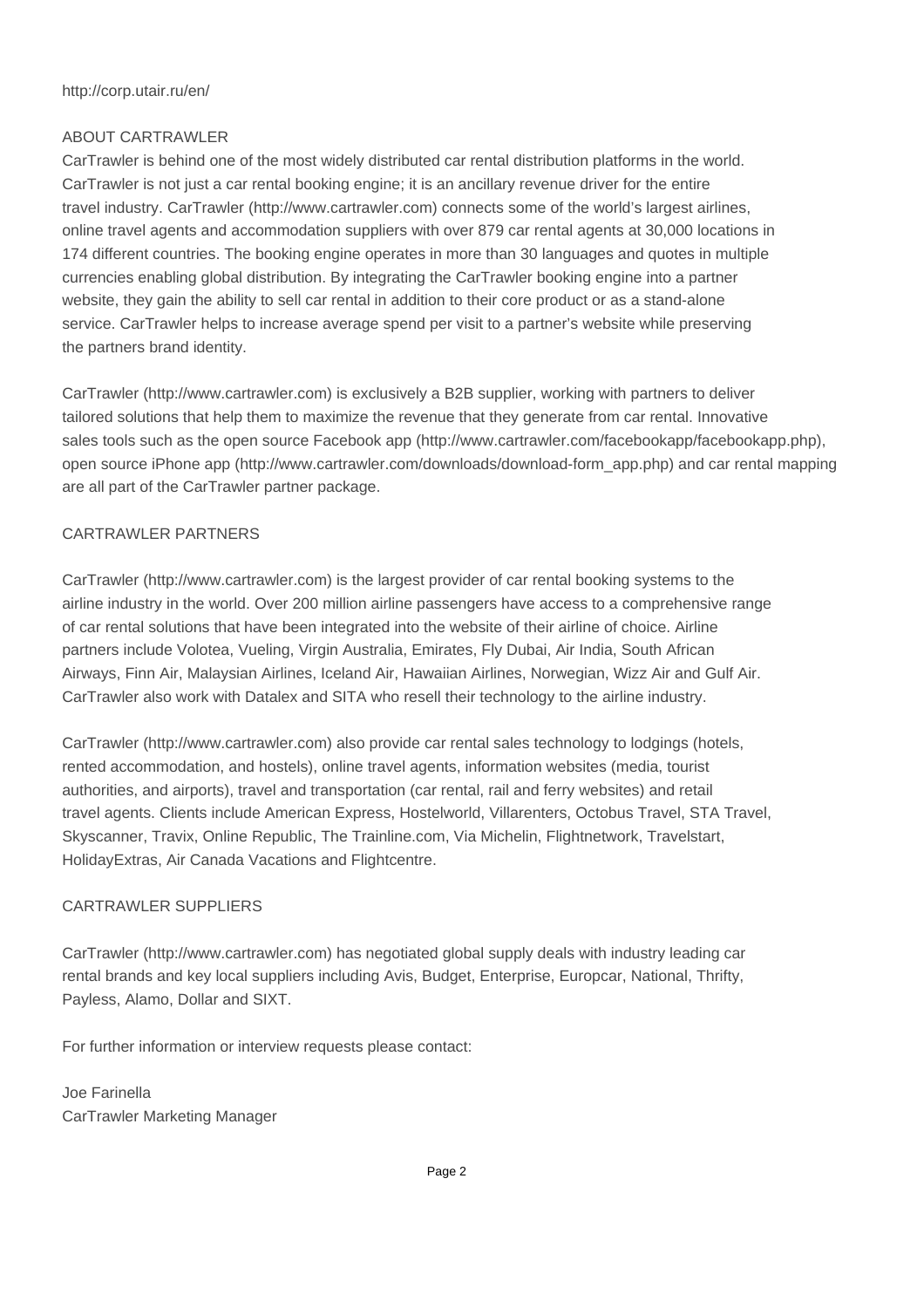http://corp.utair.ru/en/

## ABOUT CARTRAWLER

CarTrawler is behind one of the most widely distributed car rental distribution platforms in the world. CarTrawler is not just a car rental booking engine; it is an ancillary revenue driver for the entire travel industry. CarTrawler (http://www.cartrawler.com) connects some of the world's largest airlines, online travel agents and accommodation suppliers with over 879 car rental agents at 30,000 locations in 174 different countries. The booking engine operates in more than 30 languages and quotes in multiple currencies enabling global distribution. By integrating the CarTrawler booking engine into a partner website, they gain the ability to sell car rental in addition to their core product or as a stand-alone service. CarTrawler helps to increase average spend per visit to a partner's website while preserving the partners brand identity.

CarTrawler (http://www.cartrawler.com) is exclusively a B2B supplier, working with partners to deliver tailored solutions that help them to maximize the revenue that they generate from car rental. Innovative sales tools such as the open source Facebook app (http://www.cartrawler.com/facebookapp/facebookapp.php), open source iPhone app (http://www.cartrawler.com/downloads/download-form_app.php) and car rental mapping are all part of the CarTrawler partner package.

## CARTRAWLER PARTNERS

CarTrawler (http://www.cartrawler.com) is the largest provider of car rental booking systems to the airline industry in the world. Over 200 million airline passengers have access to a comprehensive range of car rental solutions that have been integrated into the website of their airline of choice. Airline partners include Volotea, Vueling, Virgin Australia, Emirates, Fly Dubai, Air India, South African Airways, Finn Air, Malaysian Airlines, Iceland Air, Hawaiian Airlines, Norwegian, Wizz Air and Gulf Air. CarTrawler also work with Datalex and SITA who resell their technology to the airline industry.

CarTrawler (http://www.cartrawler.com) also provide car rental sales technology to lodgings (hotels, rented accommodation, and hostels), online travel agents, information websites (media, tourist authorities, and airports), travel and transportation (car rental, rail and ferry websites) and retail travel agents. Clients include American Express, Hostelworld, Villarenters, Octobus Travel, STA Travel, Skyscanner, Travix, Online Republic, The Trainline.com, Via Michelin, Flightnetwork, Travelstart, HolidayExtras, Air Canada Vacations and Flightcentre.

## CARTRAWLER SUPPLIERS

CarTrawler (http://www.cartrawler.com) has negotiated global supply deals with industry leading car rental brands and key local suppliers including Avis, Budget, Enterprise, Europcar, National, Thrifty, Payless, Alamo, Dollar and SIXT.

For further information or interview requests please contact:

Joe Farinella  
CarTrawler Marketing Manager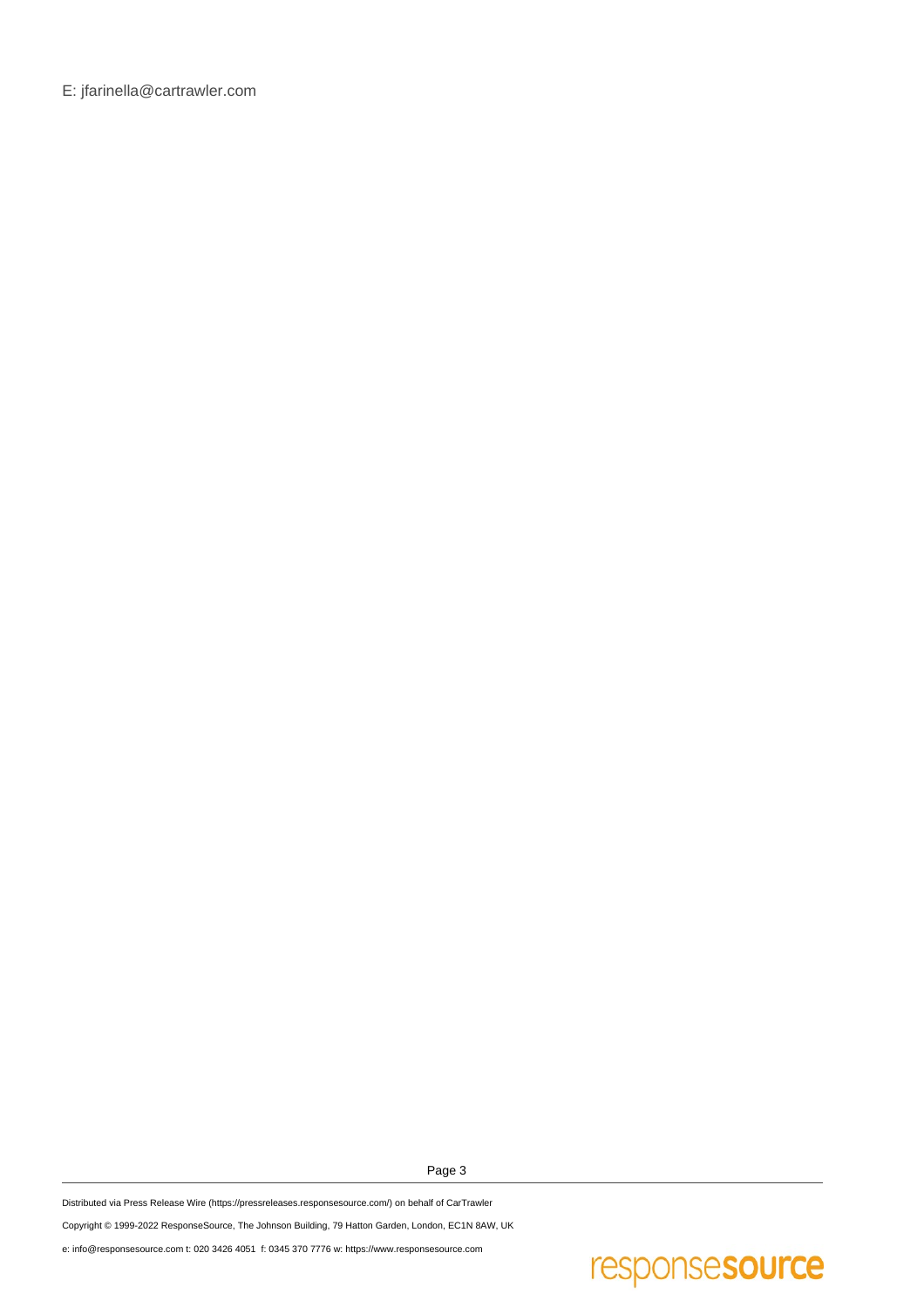E: jfarinella@cartrawler.com